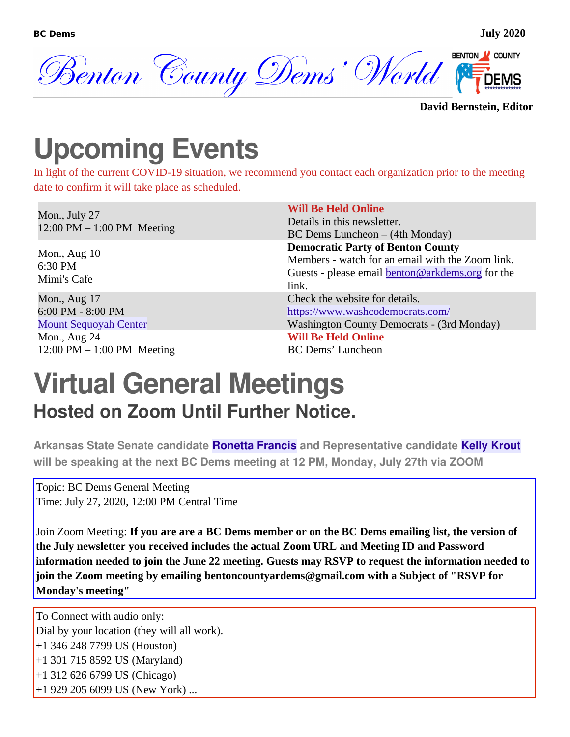# Benton County Dems' World

**David Bernstein, Editor**

# Upcoming Events

In light of the current COVID-19 situation, we recommend you contact each organization prior to the meeting date to confirm it will take place as scheduled.

| | |
|---|---|
| Mon., July 27<br>12:00 PM – 1:00 PM Meeting | **Will Be Held Online**<br>Details in this newsletter.<br>BC Dems Luncheon – (4th Monday) |
| Mon., Aug 10<br>6:30 PM<br>Mimi's Cafe | **Democratic Party of Benton County**<br>Members - watch for an email with the Zoom link.<br>Guests - please email benton@arkdems.org for the link. |
| Mon., Aug 17<br>6:00 PM - 8:00 PM<br>Mount Sequoyah Center | Check the website for details.<br>https://www.washcodemocrats.com/<br>Washington County Democrats - (3rd Monday) |
| Mon., Aug 24<br>12:00 PM – 1:00 PM Meeting | **Will Be Held Online**<br>BC Dems' Luncheon |

# Virtual General Meetings

## Hosted on Zoom Until Further Notice.

**Arkansas State Senate candidate Ronetta Francis and Representative candidate Kelly Krout will be speaking at the next BC Dems meeting at 12 PM, Monday, July 27th via ZOOM**

Topic: BC Dems General Meeting
Time: July 27, 2020, 12:00 PM Central Time

Join Zoom Meeting: **If you are are a BC Dems member or on the BC Dems emailing list, the version of the July newsletter you received includes the actual Zoom URL and Meeting ID and Password information needed to join the June 22 meeting. Guests may RSVP to request the information needed to join the Zoom meeting by emailing bentoncountyardems@gmail.com with a Subject of "RSVP for Monday's meeting"**

To Connect with audio only:
Dial by your location (they will all work).
+1 346 248 7799 US (Houston)
+1 301 715 8592 US (Maryland)
+1 312 626 6799 US (Chicago)
+1 929 205 6099 US (New York) ...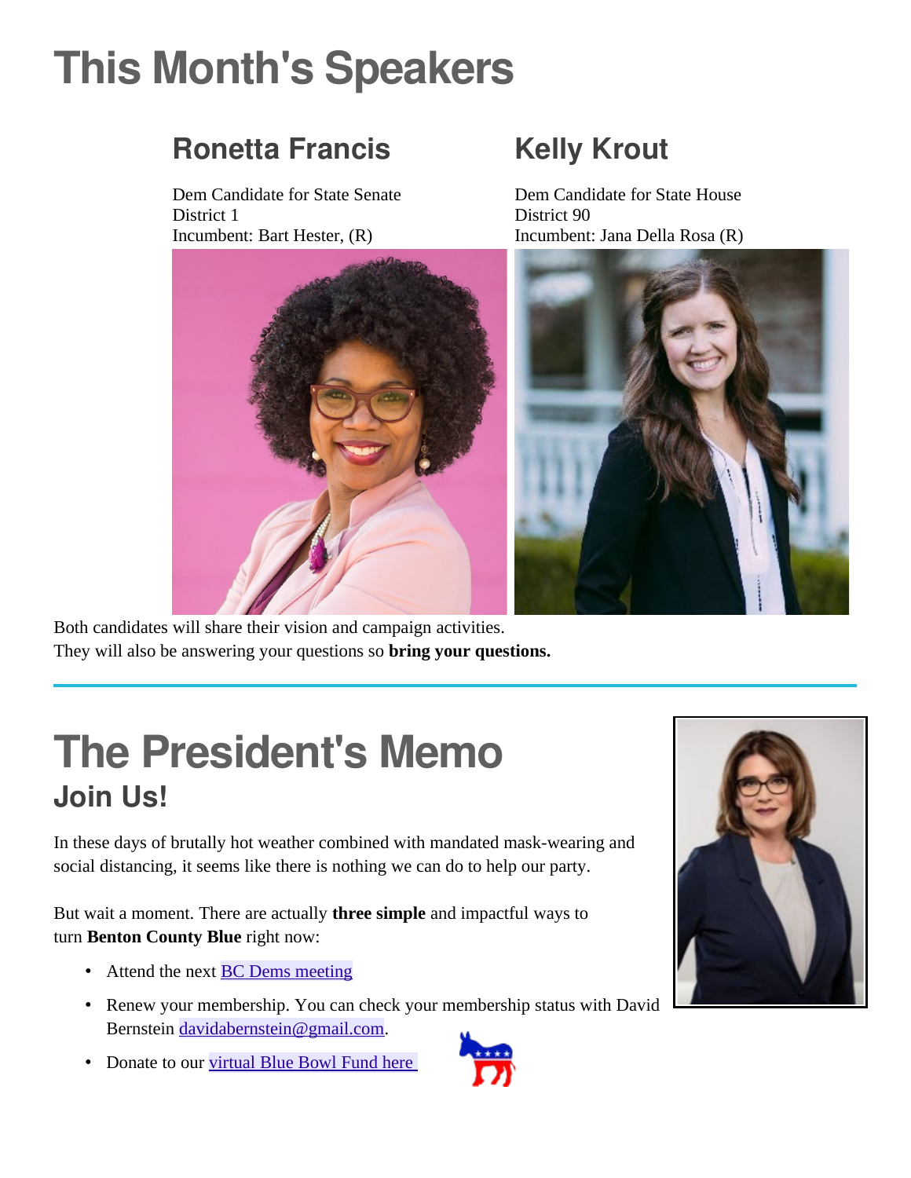# This Month's Speakers

## Ronetta Francis

Dem Candidate for State Senate
District 1
Incumbent: Bart Hester, (R)

## Kelly Krout

Dem Candidate for State House
District 90
Incumbent: Jana Della Rosa (R)

Both candidates will share their vision and campaign activities.
They will also be answering your questions so **bring your questions.**

# The President's Memo

## Join Us!

In these days of brutally hot weather combined with mandated mask-wearing and social distancing, it seems like there is nothing we can do to help our party.

But wait a moment. There are actually **three simple** and impactful ways to turn **Benton County Blue** right now:

- Attend the next BC Dems meeting
- Renew your membership. You can check your membership status with David Bernstein davidabernstein@gmail.com.
- Donate to our virtual Blue Bowl Fund here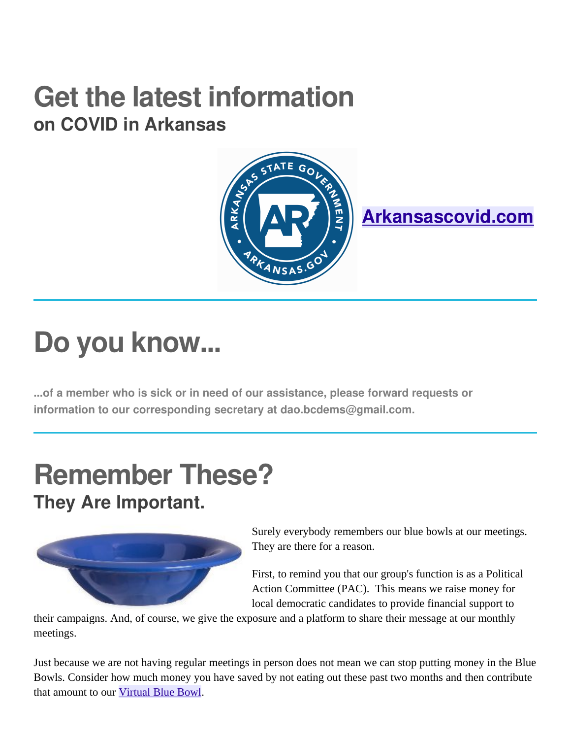# Get the latest information
## on COVID in Arkansas

[Arkansascovid.com](Arkansascovid.com)

---

# Do you know...

**...of a member who is sick or in need of our assistance, please forward requests or information to our corresponding secretary at dao.bcdems@gmail.com.**

---

# Remember These?
## They Are Important.

Surely everybody remembers our blue bowls at our meetings. They are there for a reason.

First, to remind you that our group's function is as a Political Action Committee (PAC). This means we raise money for local democratic candidates to provide financial support to their campaigns. And, of course, we give the exposure and a platform to share their message at our monthly meetings.

Just because we are not having regular meetings in person does not mean we can stop putting money in the Blue Bowls. Consider how much money you have saved by not eating out these past two months and then contribute that amount to our Virtual Blue Bowl.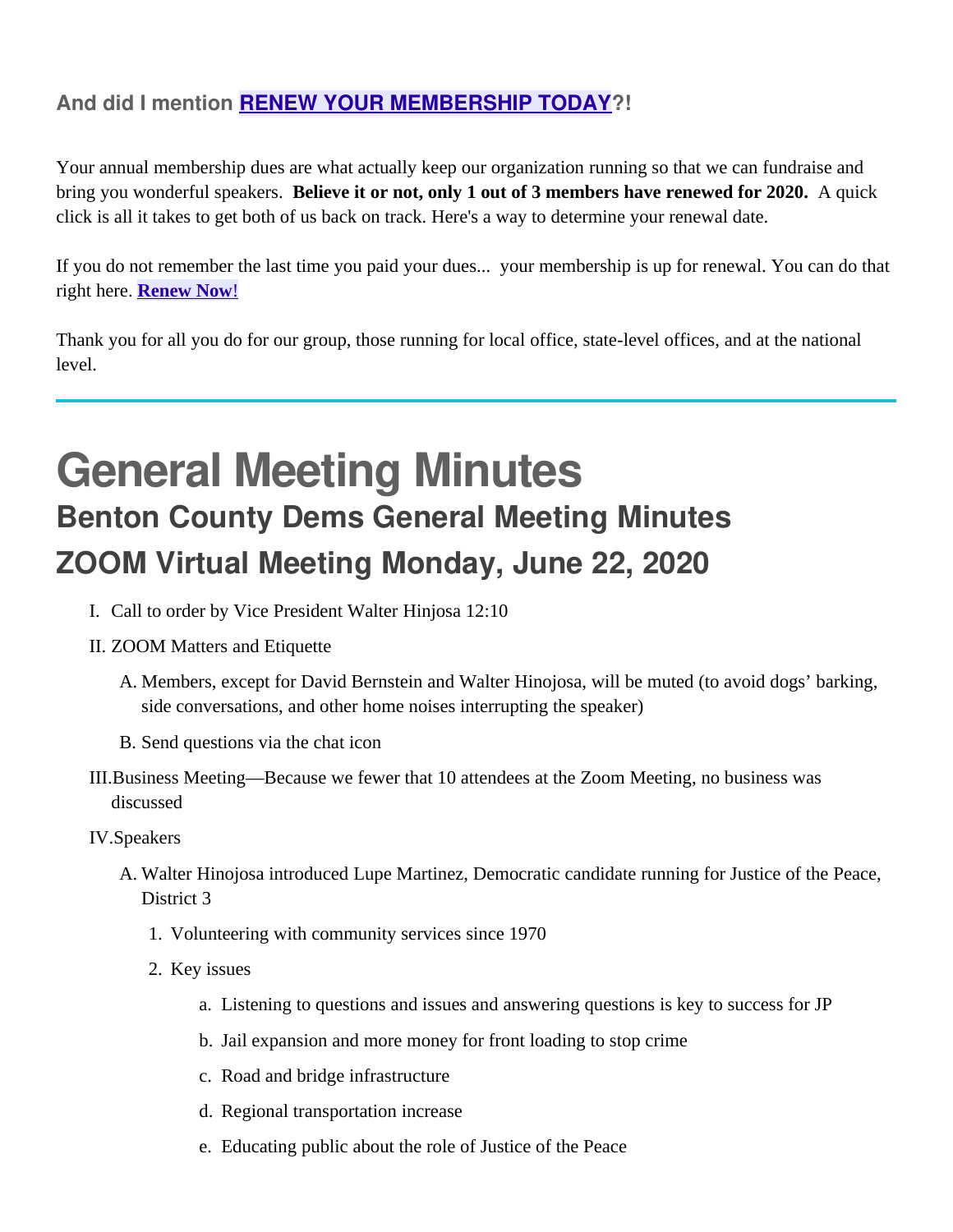### And did I mention **RENEW YOUR MEMBERSHIP TODAY**?!

Your annual membership dues are what actually keep our organization running so that we can fundraise and bring you wonderful speakers. **Believe it or not, only 1 out of 3 members have renewed for 2020.** A quick click is all it takes to get both of us back on track. Here's a way to determine your renewal date.

If you do not remember the last time you paid your dues... your membership is up for renewal. You can do that right here. **Renew Now!**

Thank you for all you do for our group, those running for local office, state-level offices, and at the national level.

---

# General Meeting Minutes

## Benton County Dems General Meeting Minutes

## ZOOM Virtual Meeting Monday, June 22, 2020

I. Call to order by Vice President Walter Hinjosa 12:10

II. ZOOM Matters and Etiquette

   A. Members, except for David Bernstein and Walter Hinojosa, will be muted (to avoid dogs' barking, side conversations, and other home noises interrupting the speaker)

   B. Send questions via the chat icon

III. Business Meeting—Because we fewer that 10 attendees at the Zoom Meeting, no business was discussed

IV. Speakers

   A. Walter Hinojosa introduced Lupe Martinez, Democratic candidate running for Justice of the Peace, District 3

      1. Volunteering with community services since 1970

      2. Key issues

         a. Listening to questions and issues and answering questions is key to success for JP

         b. Jail expansion and more money for front loading to stop crime

         c. Road and bridge infrastructure

         d. Regional transportation increase

         e. Educating public about the role of Justice of the Peace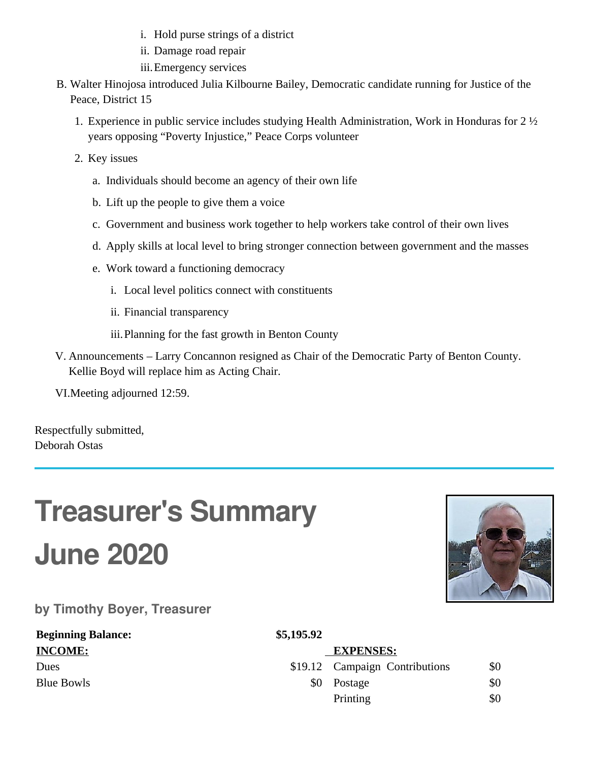i. Hold purse strings of a district
ii. Damage road repair
iii. Emergency services

B. Walter Hinojosa introduced Julia Kilbourne Bailey, Democratic candidate running for Justice of the Peace, District 15

1. Experience in public service includes studying Health Administration, Work in Honduras for 2 ½ years opposing "Poverty Injustice," Peace Corps volunteer
2. Key issues
   a. Individuals should become an agency of their own life
   b. Lift up the people to give them a voice
   c. Government and business work together to help workers take control of their own lives
   d. Apply skills at local level to bring stronger connection between government and the masses
   e. Work toward a functioning democracy
      i. Local level politics connect with constituents
      ii. Financial transparency
      iii. Planning for the fast growth in Benton County

V. Announcements – Larry Concannon resigned as Chair of the Democratic Party of Benton County. Kellie Boyd will replace him as Acting Chair.

VI. Meeting adjourned 12:59.

Respectfully submitted,
Deborah Ostas

# Treasurer's Summary June 2020

**by Timothy Boyer, Treasurer**

| | | | |
|---|---|---|---|
| **Beginning Balance:** | **$5,195.92** | | |
| **INCOME:** | | **EXPENSES:** | |
| Dues | $19.12 | Campaign Contributions | $0 |
| Blue Bowls | $0 | Postage | $0 |
| | | Printing | $0 |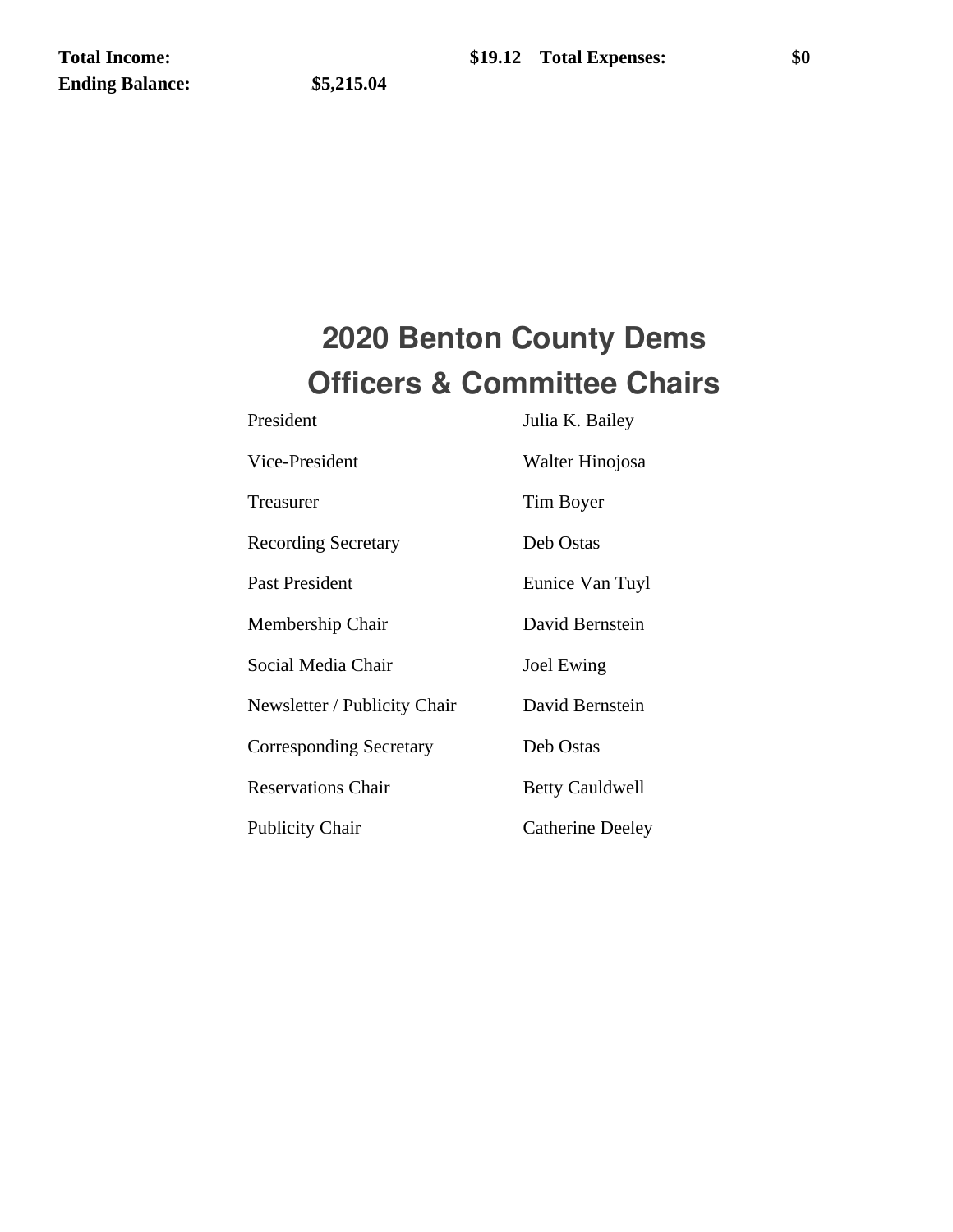**Total Income:** **$19.12** **Total Expenses:** **$0**

**Ending Balance:** **$5,215.04**

# 2020 Benton County Dems
# Officers & Committee Chairs

| | |
|---|---|
| President | Julia K. Bailey |
| Vice-President | Walter Hinojosa |
| Treasurer | Tim Boyer |
| Recording Secretary | Deb Ostas |
| Past President | Eunice Van Tuyl |
| Membership Chair | David Bernstein |
| Social Media Chair | Joel Ewing |
| Newsletter / Publicity Chair | David Bernstein |
| Corresponding Secretary | Deb Ostas |
| Reservations Chair | Betty Cauldwell |
| Publicity Chair | Catherine Deeley |